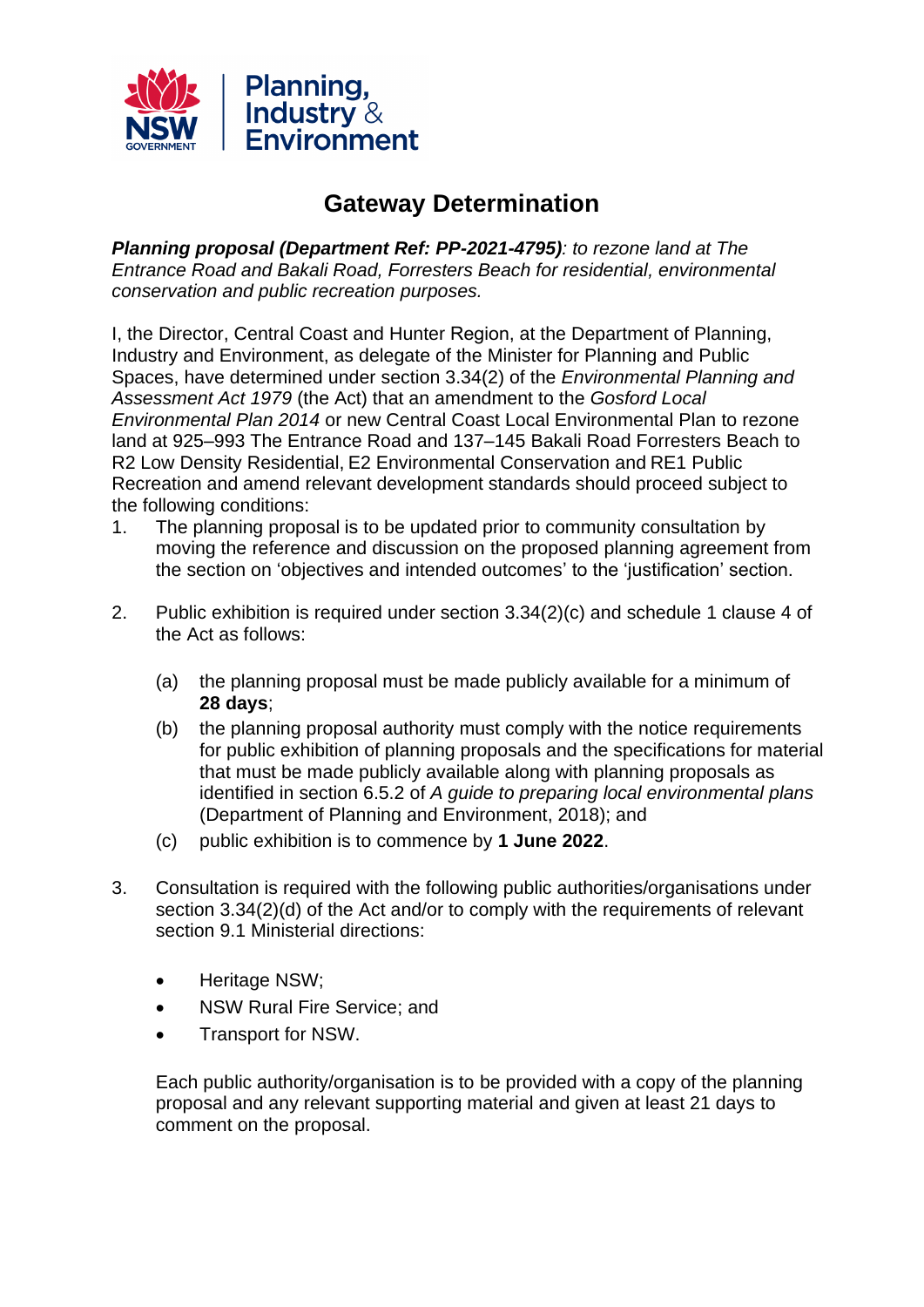# Gateway Determination

***Planning proposal (Department Ref: PP-2021-4795)**: to rezone land at The Entrance Road and Bakali Road, Forresters Beach for residential, environmental conservation and public recreation purposes.*

I, the Director, Central Coast and Hunter Region, at the Department of Planning, Industry and Environment, as delegate of the Minister for Planning and Public Spaces, have determined under section 3.34(2) of the *Environmental Planning and Assessment Act 1979* (the Act) that an amendment to the *Gosford Local Environmental Plan 2014* or new Central Coast Local Environmental Plan to rezone land at 925–993 The Entrance Road and 137–145 Bakali Road Forresters Beach to R2 Low Density Residential, E2 Environmental Conservation and RE1 Public Recreation and amend relevant development standards should proceed subject to the following conditions:

1. The planning proposal is to be updated prior to community consultation by moving the reference and discussion on the proposed planning agreement from the section on 'objectives and intended outcomes' to the 'justification' section.

2. Public exhibition is required under section 3.34(2)(c) and schedule 1 clause 4 of the Act as follows:

   (a) the planning proposal must be made publicly available for a minimum of **28 days**;

   (b) the planning proposal authority must comply with the notice requirements for public exhibition of planning proposals and the specifications for material that must be made publicly available along with planning proposals as identified in section 6.5.2 of *A guide to preparing local environmental plans* (Department of Planning and Environment, 2018); and

   (c) public exhibition is to commence by **1 June 2022**.

3. Consultation is required with the following public authorities/organisations under section 3.34(2)(d) of the Act and/or to comply with the requirements of relevant section 9.1 Ministerial directions:

   - Heritage NSW;
   - NSW Rural Fire Service; and
   - Transport for NSW.

   Each public authority/organisation is to be provided with a copy of the planning proposal and any relevant supporting material and given at least 21 days to comment on the proposal.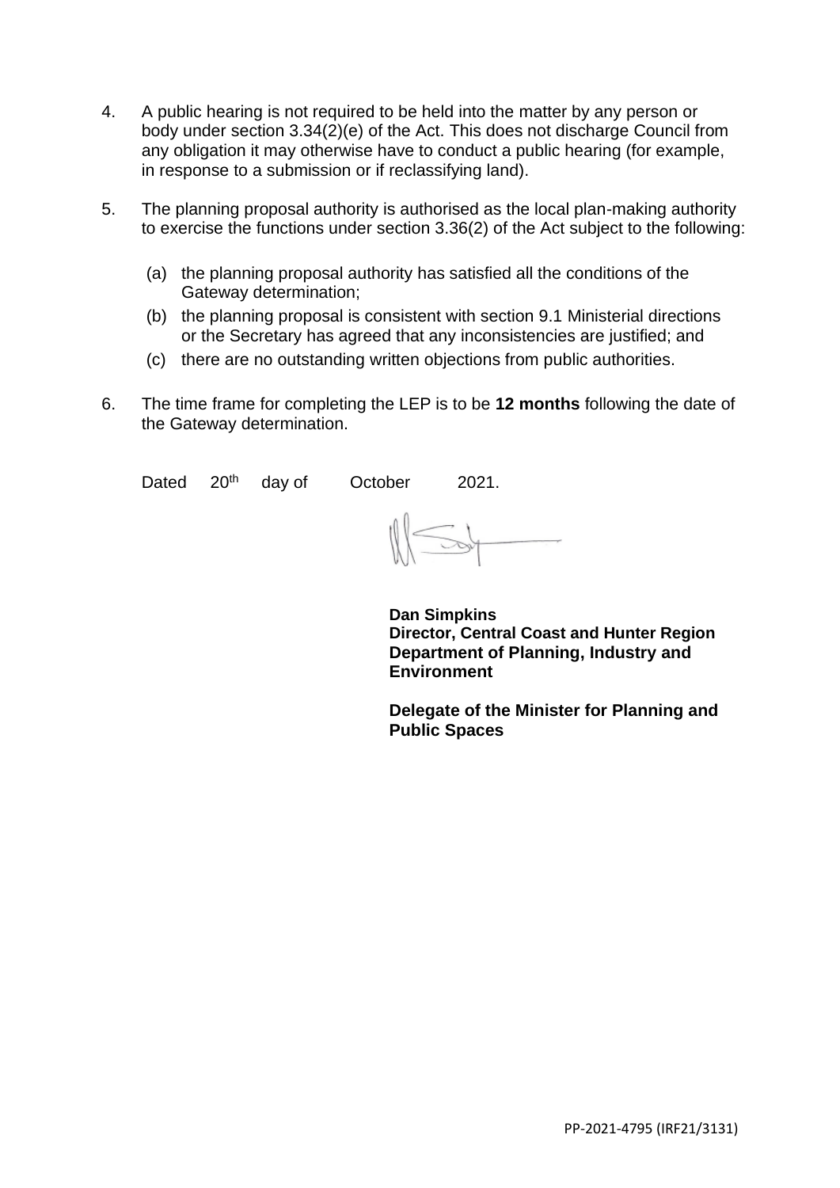4. A public hearing is not required to be held into the matter by any person or body under section 3.34(2)(e) of the Act. This does not discharge Council from any obligation it may otherwise have to conduct a public hearing (for example, in response to a submission or if reclassifying land).

5. The planning proposal authority is authorised as the local plan-making authority to exercise the functions under section 3.36(2) of the Act subject to the following:

   (a) the planning proposal authority has satisfied all the conditions of the Gateway determination;
   (b) the planning proposal is consistent with section 9.1 Ministerial directions or the Secretary has agreed that any inconsistencies are justified; and
   (c) there are no outstanding written objections from public authorities.

6. The time frame for completing the LEP is to be **12 months** following the date of the Gateway determination.

Dated 20th day of October 2021.

**Dan Simpkins**
**Director, Central Coast and Hunter Region**
**Department of Planning, Industry and Environment**

**Delegate of the Minister for Planning and Public Spaces**

PP-2021-4795 (IRF21/3131)